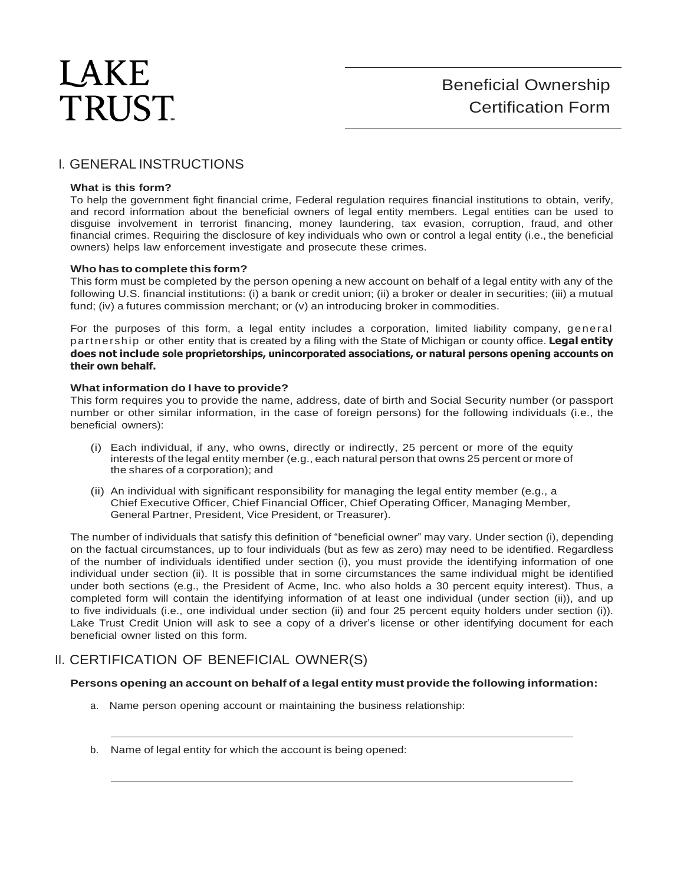# LAKE TRUST

# Beneficial Ownership Certification Form

## I. GENERAL INSTRUCTIONS

**What is this form?**

To help the government fight financial crime, Federal regulation requires financial institutions to obtain, verify, and record information about the beneficial owners of legal entity members. Legal entities can be used to disguise involvement in terrorist financing, money laundering, tax evasion, corruption, fraud, and other financial crimes. Requiring the disclosure of key individuals who own or control a legal entity (i.e., the beneficial owners) helps law enforcement investigate and prosecute these crimes.

**Who has to complete this form?**

This form must be completed by the person opening a new account on behalf of a legal entity with any of the following U.S. financial institutions: (i) a bank or credit union; (ii) a broker or dealer in securities; (iii) a mutual fund; (iv) a futures commission merchant; or (v) an introducing broker in commodities.

For the purposes of this form, a legal entity includes a corporation, limited liability company, general partnership or other entity that is created by a filing with the State of Michigan or county office. **Legal entity does not include sole proprietorships, unincorporated associations, or natural persons opening accounts on their own behalf.**

**What information do I have to provide?**

This form requires you to provide the name, address, date of birth and Social Security number (or passport number or other similar information, in the case of foreign persons) for the following individuals (i.e., the beneficial owners):

(i) Each individual, if any, who owns, directly or indirectly, 25 percent or more of the equity interests of the legal entity member (e.g., each natural person that owns 25 percent or more of the shares of a corporation); and

(ii) An individual with significant responsibility for managing the legal entity member (e.g., a Chief Executive Officer, Chief Financial Officer, Chief Operating Officer, Managing Member, General Partner, President, Vice President, or Treasurer).

The number of individuals that satisfy this definition of "beneficial owner" may vary. Under section (i), depending on the factual circumstances, up to four individuals (but as few as zero) may need to be identified. Regardless of the number of individuals identified under section (i), you must provide the identifying information of one individual under section (ii). It is possible that in some circumstances the same individual might be identified under both sections (e.g., the President of Acme, Inc. who also holds a 30 percent equity interest). Thus, a completed form will contain the identifying information of at least one individual (under section (ii)), and up to five individuals (i.e., one individual under section (ii) and four 25 percent equity holders under section (i)). Lake Trust Credit Union will ask to see a copy of a driver's license or other identifying document for each beneficial owner listed on this form.

## II. CERTIFICATION OF BENEFICIAL OWNER(S)

**Persons opening an account on behalf of a legal entity must provide the following information:**

a. Name person opening account or maintaining the business relationship:

\_\_\_\_\_\_\_\_\_\_\_\_\_\_\_\_\_\_\_\_\_\_\_\_\_\_\_\_\_\_\_\_\_\_\_\_\_\_\_\_\_\_\_\_\_\_\_\_\_\_\_\_\_\_\_\_

b. Name of legal entity for which the account is being opened:

\_\_\_\_\_\_\_\_\_\_\_\_\_\_\_\_\_\_\_\_\_\_\_\_\_\_\_\_\_\_\_\_\_\_\_\_\_\_\_\_\_\_\_\_\_\_\_\_\_\_\_\_\_\_\_\_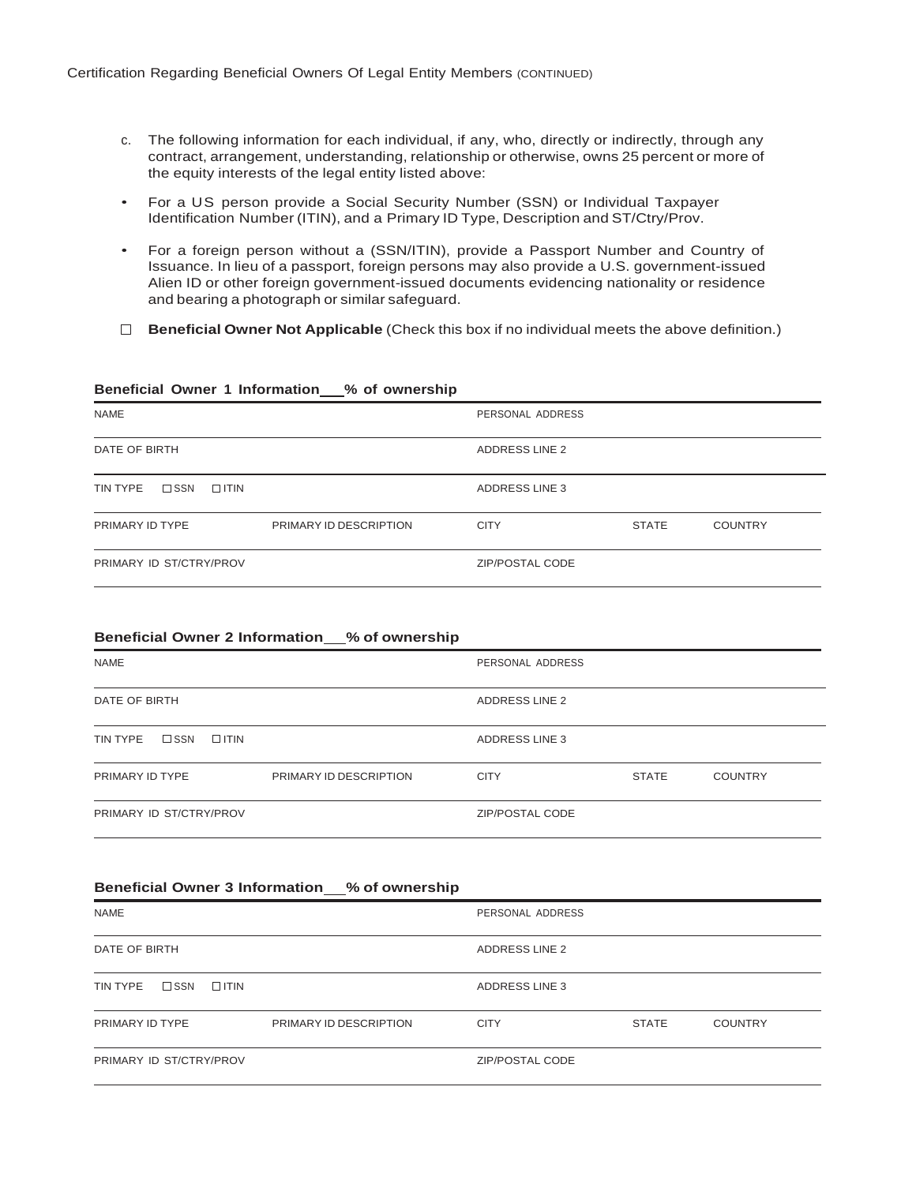Certification Regarding Beneficial Owners Of Legal Entity Members (CONTINUED)

c. The following information for each individual, if any, who, directly or indirectly, through any contract, arrangement, understanding, relationship or otherwise, owns 25 percent or more of the equity interests of the legal entity listed above:

- For a US person provide a Social Security Number (SSN) or Individual Taxpayer Identification Number (ITIN), and a Primary ID Type, Description and ST/Ctry/Prov.
- For a foreign person without a (SSN/ITIN), provide a Passport Number and Country of Issuance. In lieu of a passport, foreign persons may also provide a U.S. government-issued Alien ID or other foreign government-issued documents evidencing nationality or residence and bearing a photograph or similar safeguard.

☐ **Beneficial Owner Not Applicable** (Check this box if no individual meets the above definition.)

**Beneficial Owner 1 Information \_\_% of ownership**

| NAME | | PERSONAL ADDRESS | | |
|---|---|---|---|---|
| DATE OF BIRTH | | ADDRESS LINE 2 | | |
| TIN TYPE ☐ SSN ☐ ITIN | | ADDRESS LINE 3 | | |
| PRIMARY ID TYPE | PRIMARY ID DESCRIPTION | CITY | STATE | COUNTRY |
| PRIMARY ID ST/CTRY/PROV | | ZIP/POSTAL CODE | | |

**Beneficial Owner 2 Information \_\_% of ownership**

| NAME | | PERSONAL ADDRESS | | |
|---|---|---|---|---|
| DATE OF BIRTH | | ADDRESS LINE 2 | | |
| TIN TYPE ☐ SSN ☐ ITIN | | ADDRESS LINE 3 | | |
| PRIMARY ID TYPE | PRIMARY ID DESCRIPTION | CITY | STATE | COUNTRY |
| PRIMARY ID ST/CTRY/PROV | | ZIP/POSTAL CODE | | |

**Beneficial Owner 3 Information \_\_% of ownership**

| NAME | | PERSONAL ADDRESS | | |
|---|---|---|---|---|
| DATE OF BIRTH | | ADDRESS LINE 2 | | |
| TIN TYPE ☐ SSN ☐ ITIN | | ADDRESS LINE 3 | | |
| PRIMARY ID TYPE | PRIMARY ID DESCRIPTION | CITY | STATE | COUNTRY |
| PRIMARY ID ST/CTRY/PROV | | ZIP/POSTAL CODE | | |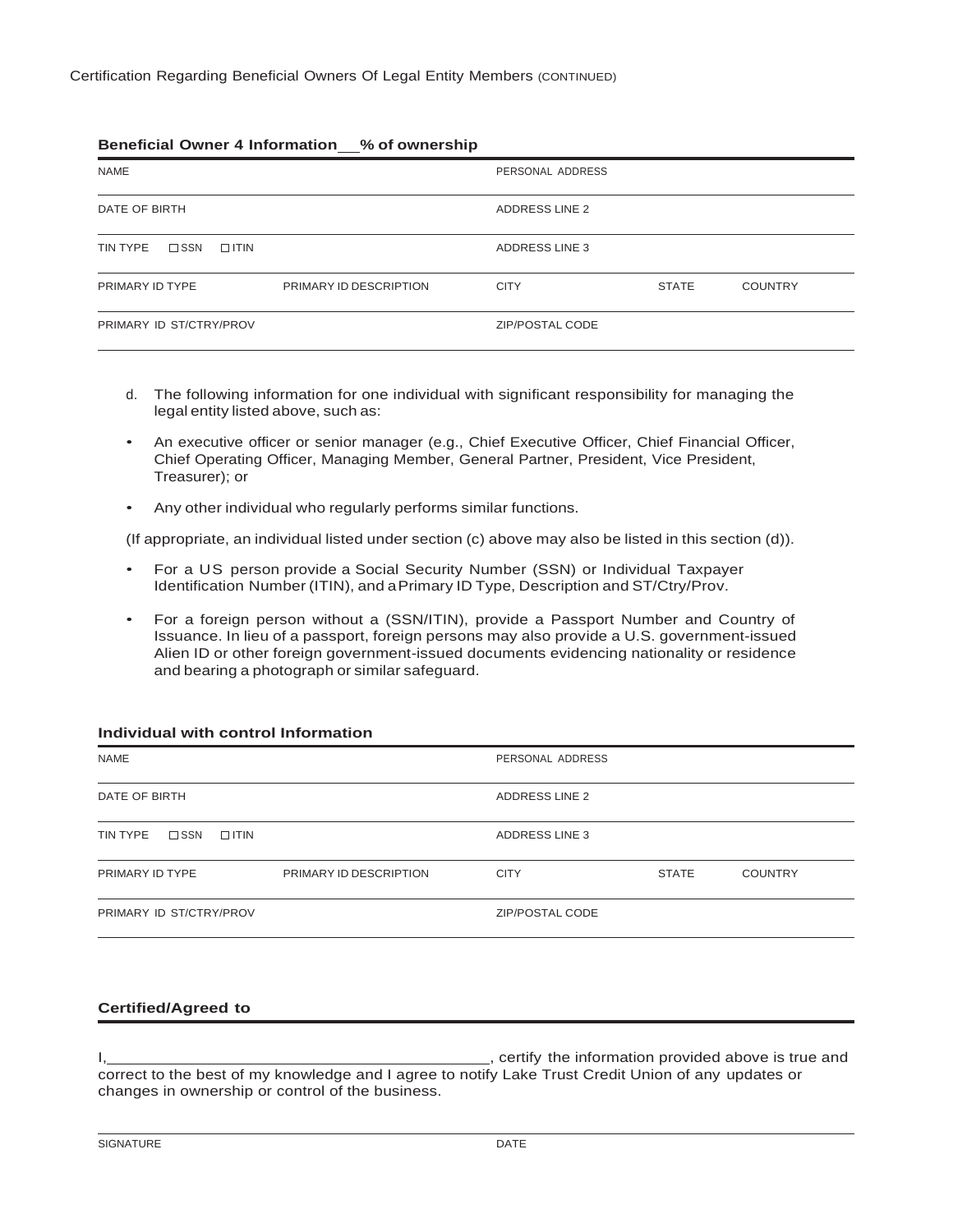Certification Regarding Beneficial Owners Of Legal Entity Members (CONTINUED)

**Beneficial Owner 4 Information\_\_% of ownership**

| NAME | | PERSONAL ADDRESS | | |
|---|---|---|---|---|
| DATE OF BIRTH | | ADDRESS LINE 2 | | |
| TIN TYPE ☐ SSN ☐ ITIN | | ADDRESS LINE 3 | | |
| PRIMARY ID TYPE | PRIMARY ID DESCRIPTION | CITY | STATE | COUNTRY |
| PRIMARY ID ST/CTRY/PROV | | ZIP/POSTAL CODE | | |

d. The following information for one individual with significant responsibility for managing the legal entity listed above, such as:

- An executive officer or senior manager (e.g., Chief Executive Officer, Chief Financial Officer, Chief Operating Officer, Managing Member, General Partner, President, Vice President, Treasurer); or
- Any other individual who regularly performs similar functions.

(If appropriate, an individual listed under section (c) above may also be listed in this section (d)).

- For a US person provide a Social Security Number (SSN) or Individual Taxpayer Identification Number (ITIN), and a Primary ID Type, Description and ST/Ctry/Prov.
- For a foreign person without a (SSN/ITIN), provide a Passport Number and Country of Issuance. In lieu of a passport, foreign persons may also provide a U.S. government-issued Alien ID or other foreign government-issued documents evidencing nationality or residence and bearing a photograph or similar safeguard.

**Individual with control Information**

| NAME | | PERSONAL ADDRESS | | |
|---|---|---|---|---|
| DATE OF BIRTH | | ADDRESS LINE 2 | | |
| TIN TYPE ☐ SSN ☐ ITIN | | ADDRESS LINE 3 | | |
| PRIMARY ID TYPE | PRIMARY ID DESCRIPTION | CITY | STATE | COUNTRY |
| PRIMARY ID ST/CTRY/PROV | | ZIP/POSTAL CODE | | |

**Certified/Agreed to**

I,\_\_\_\_\_\_\_\_\_\_\_\_\_\_\_\_\_\_\_\_\_\_\_\_\_\_\_\_\_\_\_\_\_\_\_\_\_\_\_\_\_\_, certify the information provided above is true and correct to the best of my knowledge and I agree to notify Lake Trust Credit Union of any updates or changes in ownership or control of the business.

| SIGNATURE | DATE |
|---|---|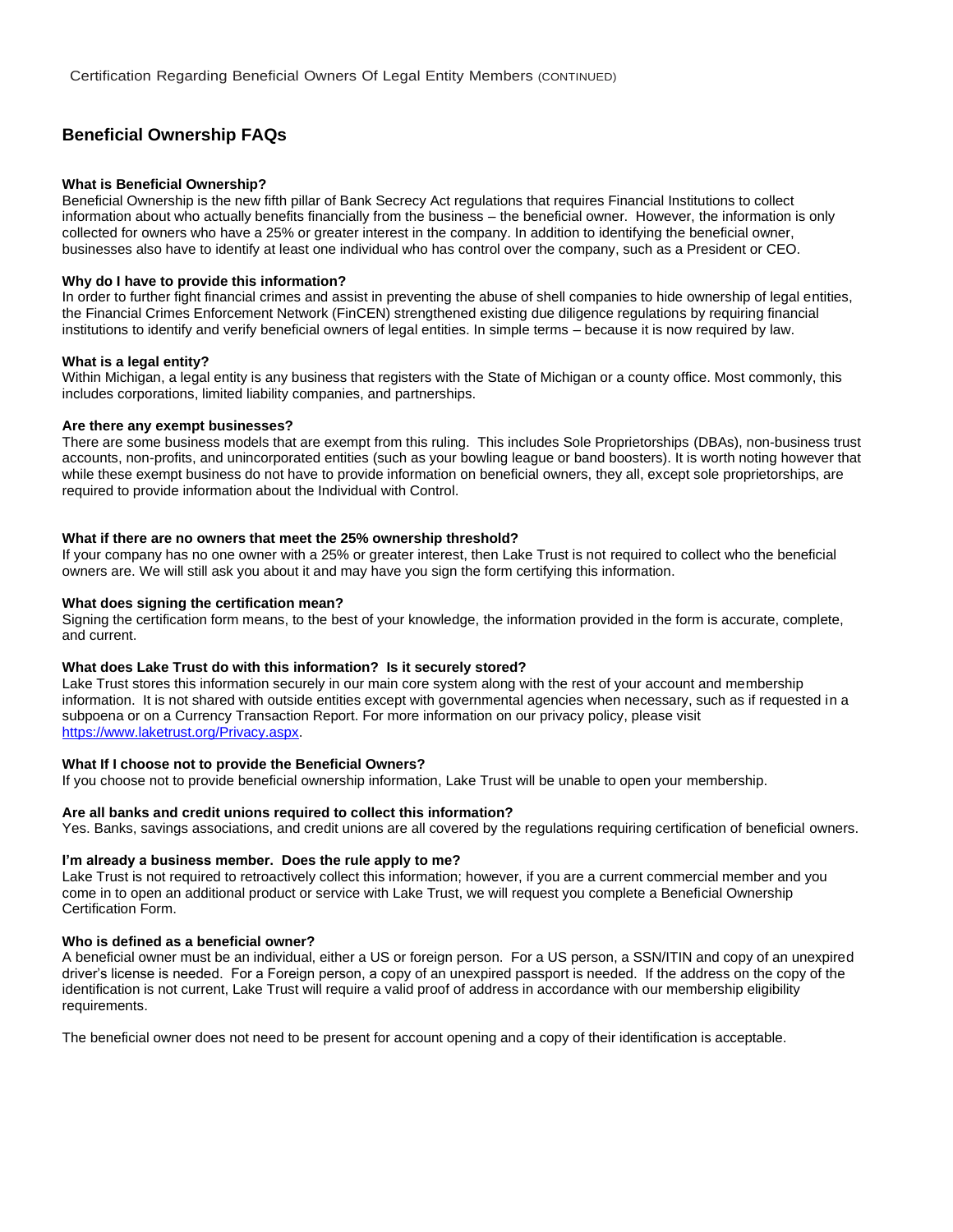Certification Regarding Beneficial Owners Of Legal Entity Members (CONTINUED)

## Beneficial Ownership FAQs

**What is Beneficial Ownership?**
Beneficial Ownership is the new fifth pillar of Bank Secrecy Act regulations that requires Financial Institutions to collect information about who actually benefits financially from the business – the beneficial owner. However, the information is only collected for owners who have a 25% or greater interest in the company. In addition to identifying the beneficial owner, businesses also have to identify at least one individual who has control over the company, such as a President or CEO.

**Why do I have to provide this information?**
In order to further fight financial crimes and assist in preventing the abuse of shell companies to hide ownership of legal entities, the Financial Crimes Enforcement Network (FinCEN) strengthened existing due diligence regulations by requiring financial institutions to identify and verify beneficial owners of legal entities. In simple terms – because it is now required by law.

**What is a legal entity?**
Within Michigan, a legal entity is any business that registers with the State of Michigan or a county office. Most commonly, this includes corporations, limited liability companies, and partnerships.

**Are there any exempt businesses?**
There are some business models that are exempt from this ruling. This includes Sole Proprietorships (DBAs), non-business trust accounts, non-profits, and unincorporated entities (such as your bowling league or band boosters). It is worth noting however that while these exempt business do not have to provide information on beneficial owners, they all, except sole proprietorships, are required to provide information about the Individual with Control.

**What if there are no owners that meet the 25% ownership threshold?**
If your company has no one owner with a 25% or greater interest, then Lake Trust is not required to collect who the beneficial owners are. We will still ask you about it and may have you sign the form certifying this information.

**What does signing the certification mean?**
Signing the certification form means, to the best of your knowledge, the information provided in the form is accurate, complete, and current.

**What does Lake Trust do with this information? Is it securely stored?**
Lake Trust stores this information securely in our main core system along with the rest of your account and membership information. It is not shared with outside entities except with governmental agencies when necessary, such as if requested in a subpoena or on a Currency Transaction Report. For more information on our privacy policy, please visit [https://www.laketrust.org/Privacy.aspx](https://www.laketrust.org/Privacy.aspx).

**What If I choose not to provide the Beneficial Owners?**
If you choose not to provide beneficial ownership information, Lake Trust will be unable to open your membership.

**Are all banks and credit unions required to collect this information?**
Yes. Banks, savings associations, and credit unions are all covered by the regulations requiring certification of beneficial owners.

**I'm already a business member. Does the rule apply to me?**
Lake Trust is not required to retroactively collect this information; however, if you are a current commercial member and you come in to open an additional product or service with Lake Trust, we will request you complete a Beneficial Ownership Certification Form.

**Who is defined as a beneficial owner?**
A beneficial owner must be an individual, either a US or foreign person. For a US person, a SSN/ITIN and copy of an unexpired driver's license is needed. For a Foreign person, a copy of an unexpired passport is needed. If the address on the copy of the identification is not current, Lake Trust will require a valid proof of address in accordance with our membership eligibility requirements.

The beneficial owner does not need to be present for account opening and a copy of their identification is acceptable.